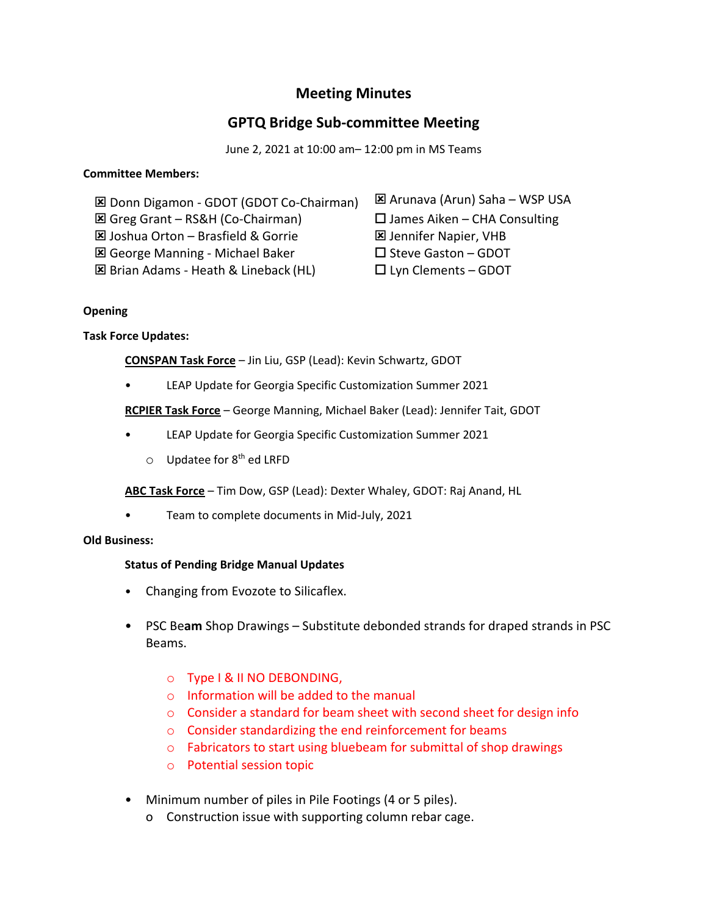# Meeting Minutes

## GPTQ Bridge Sub-committee Meeting

June 2, 2021 at 10:00 am– 12:00 pm in MS Teams

**Committee Members:**

- ☒ Donn Digamon - GDOT (GDOT Co-Chairman)
- ☒ Greg Grant – RS&H (Co-Chairman)
- ☒ Joshua Orton – Brasfield & Gorrie
- ☒ George Manning - Michael Baker
- ☒ Brian Adams - Heath & Lineback (HL)
- ☒ Arunava (Arun) Saha – WSP USA
- ☐ James Aiken – CHA Consulting
- ☒ Jennifer Napier, VHB
- ☐ Steve Gaston – GDOT
- ☐ Lyn Clements – GDOT

**Opening**

**Task Force Updates:**

**CONSPAN Task Force** – Jin Liu, GSP (Lead): Kevin Schwartz, GDOT

- LEAP Update for Georgia Specific Customization Summer 2021

**RCPIER Task Force** – George Manning, Michael Baker (Lead): Jennifer Tait, GDOT

- LEAP Update for Georgia Specific Customization Summer 2021
  - Updatee for 8th ed LRFD

**ABC Task Force** – Tim Dow, GSP (Lead): Dexter Whaley, GDOT: Raj Anand, HL

- Team to complete documents in Mid-July, 2021

**Old Business:**

**Status of Pending Bridge Manual Updates**

- Changing from Evozote to Silicaflex.
- PSC Be**am** Shop Drawings – Substitute debonded strands for draped strands in PSC Beams.
  - Type I & II NO DEBONDING,
  - Information will be added to the manual
  - Consider a standard for beam sheet with second sheet for design info
  - Consider standardizing the end reinforcement for beams
  - Fabricators to start using bluebeam for submittal of shop drawings
  - Potential session topic
- Minimum number of piles in Pile Footings (4 or 5 piles).
  - Construction issue with supporting column rebar cage.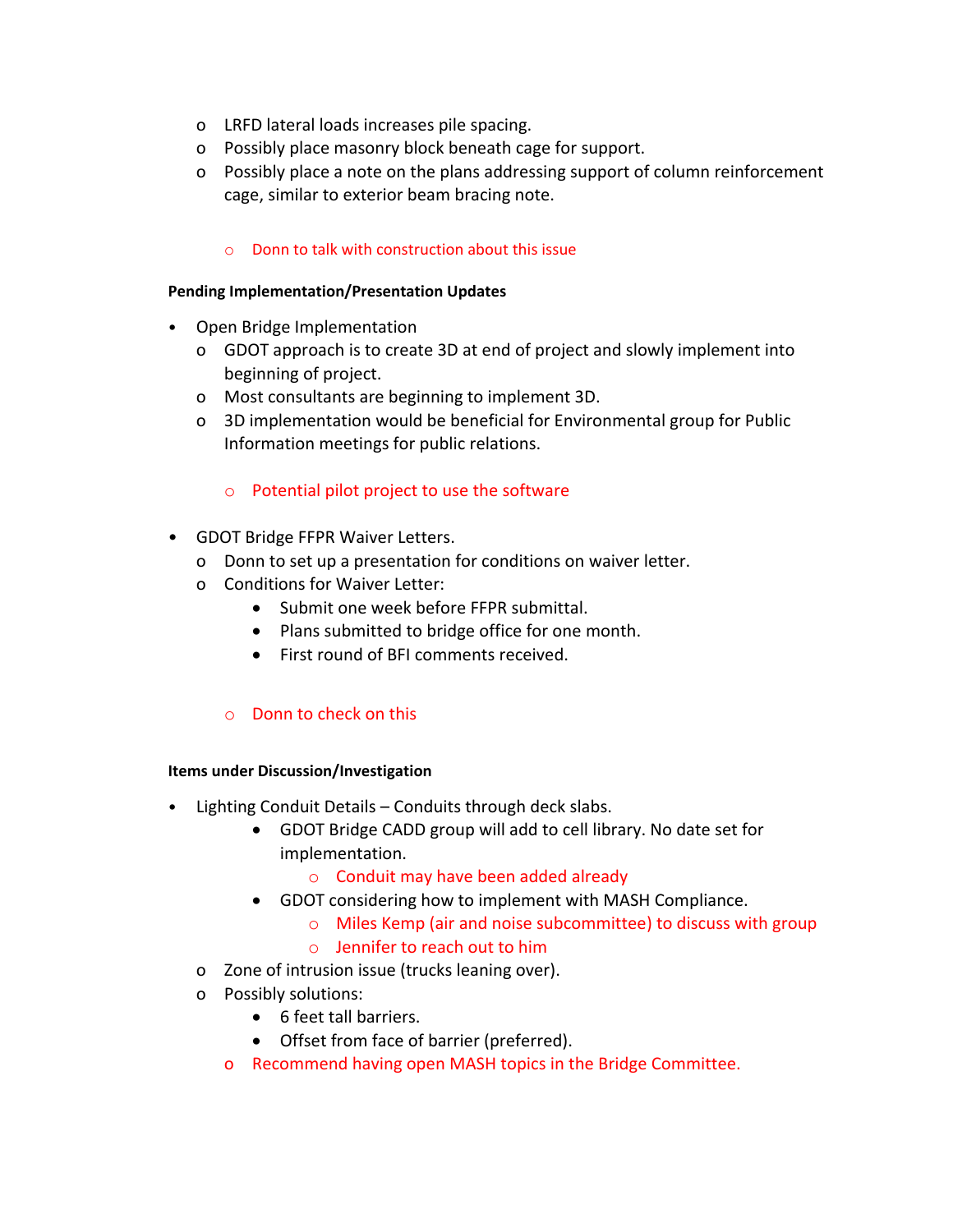- LRFD lateral loads increases pile spacing.
- Possibly place masonry block beneath cage for support.
- Possibly place a note on the plans addressing support of column reinforcement cage, similar to exterior beam bracing note.

- Donn to talk with construction about this issue

**Pending Implementation/Presentation Updates**

- Open Bridge Implementation
  - GDOT approach is to create 3D at end of project and slowly implement into beginning of project.
  - Most consultants are beginning to implement 3D.
  - 3D implementation would be beneficial for Environmental group for Public Information meetings for public relations.

  - Potential pilot project to use the software

- GDOT Bridge FFPR Waiver Letters.
  - Donn to set up a presentation for conditions on waiver letter.
  - Conditions for Waiver Letter:
    - Submit one week before FFPR submittal.
    - Plans submitted to bridge office for one month.
    - First round of BFI comments received.

  - Donn to check on this

**Items under Discussion/Investigation**

- Lighting Conduit Details – Conduits through deck slabs.
    - GDOT Bridge CADD group will add to cell library. No date set for implementation.
      - Conduit may have been added already
    - GDOT considering how to implement with MASH Compliance.
      - Miles Kemp (air and noise subcommittee) to discuss with group
      - Jennifer to reach out to him
  - Zone of intrusion issue (trucks leaning over).
  - Possibly solutions:
    - 6 feet tall barriers.
    - Offset from face of barrier (preferred).
  - Recommend having open MASH topics in the Bridge Committee.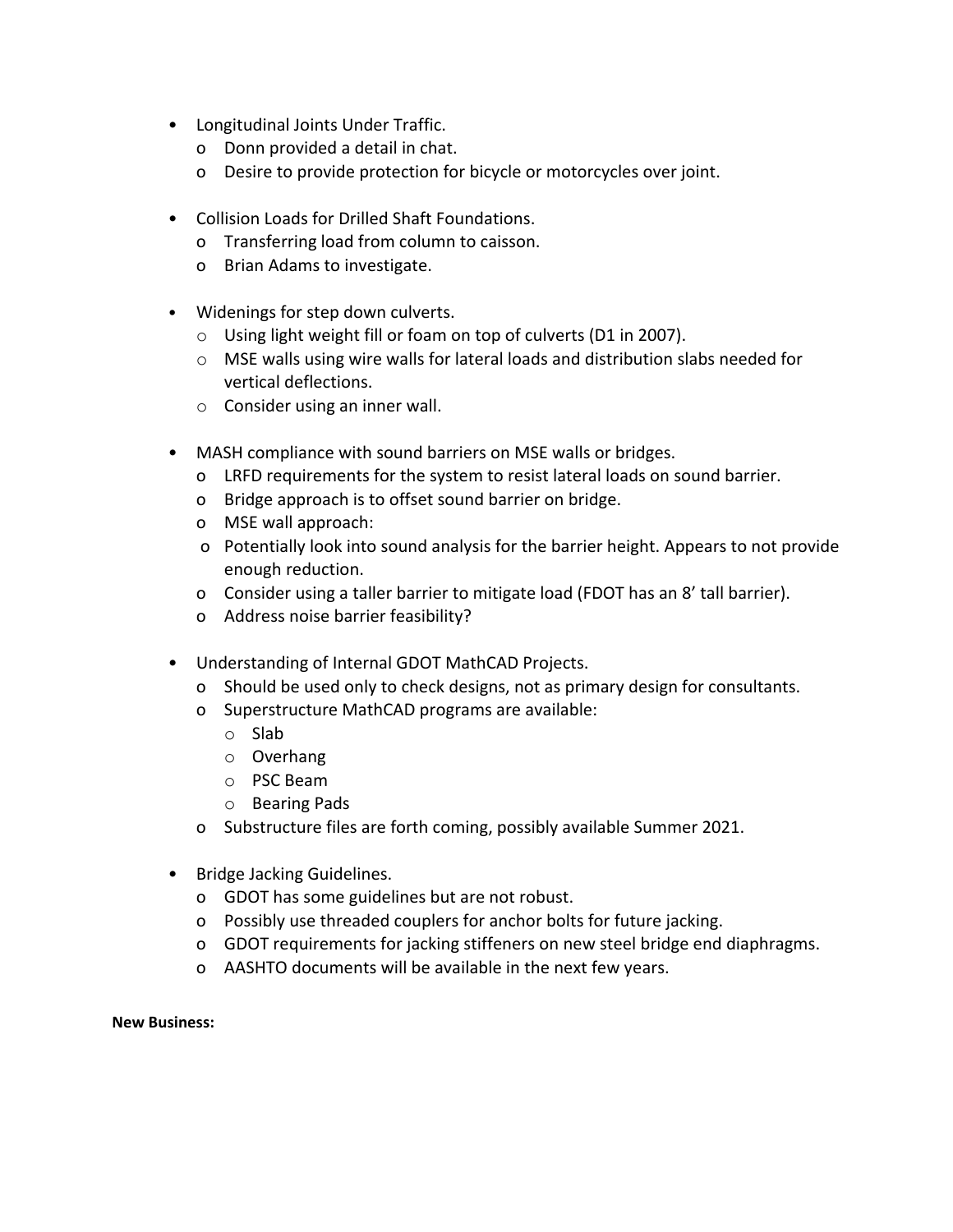- Longitudinal Joints Under Traffic.
  - Donn provided a detail in chat.
  - Desire to provide protection for bicycle or motorcycles over joint.

- Collision Loads for Drilled Shaft Foundations.
  - Transferring load from column to caisson.
  - Brian Adams to investigate.

- Widenings for step down culverts.
  - Using light weight fill or foam on top of culverts (D1 in 2007).
  - MSE walls using wire walls for lateral loads and distribution slabs needed for vertical deflections.
  - Consider using an inner wall.

- MASH compliance with sound barriers on MSE walls or bridges.
  - LRFD requirements for the system to resist lateral loads on sound barrier.
  - Bridge approach is to offset sound barrier on bridge.
  - MSE wall approach:
  - Potentially look into sound analysis for the barrier height. Appears to not provide enough reduction.
  - Consider using a taller barrier to mitigate load (FDOT has an 8' tall barrier).
  - Address noise barrier feasibility?

- Understanding of Internal GDOT MathCAD Projects.
  - Should be used only to check designs, not as primary design for consultants.
  - Superstructure MathCAD programs are available:
    - Slab
    - Overhang
    - PSC Beam
    - Bearing Pads
  - Substructure files are forth coming, possibly available Summer 2021.

- Bridge Jacking Guidelines.
  - GDOT has some guidelines but are not robust.
  - Possibly use threaded couplers for anchor bolts for future jacking.
  - GDOT requirements for jacking stiffeners on new steel bridge end diaphragms.
  - AASHTO documents will be available in the next few years.

**New Business:**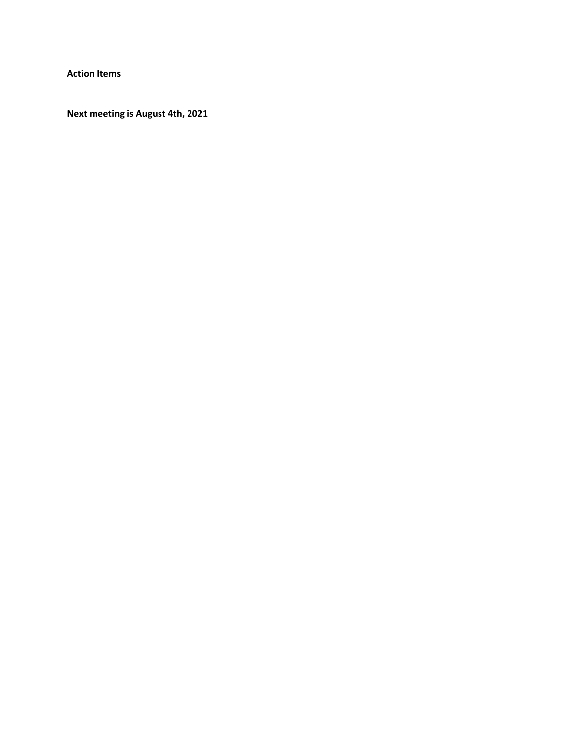**Action Items**

**Next meeting is August 4th, 2021**